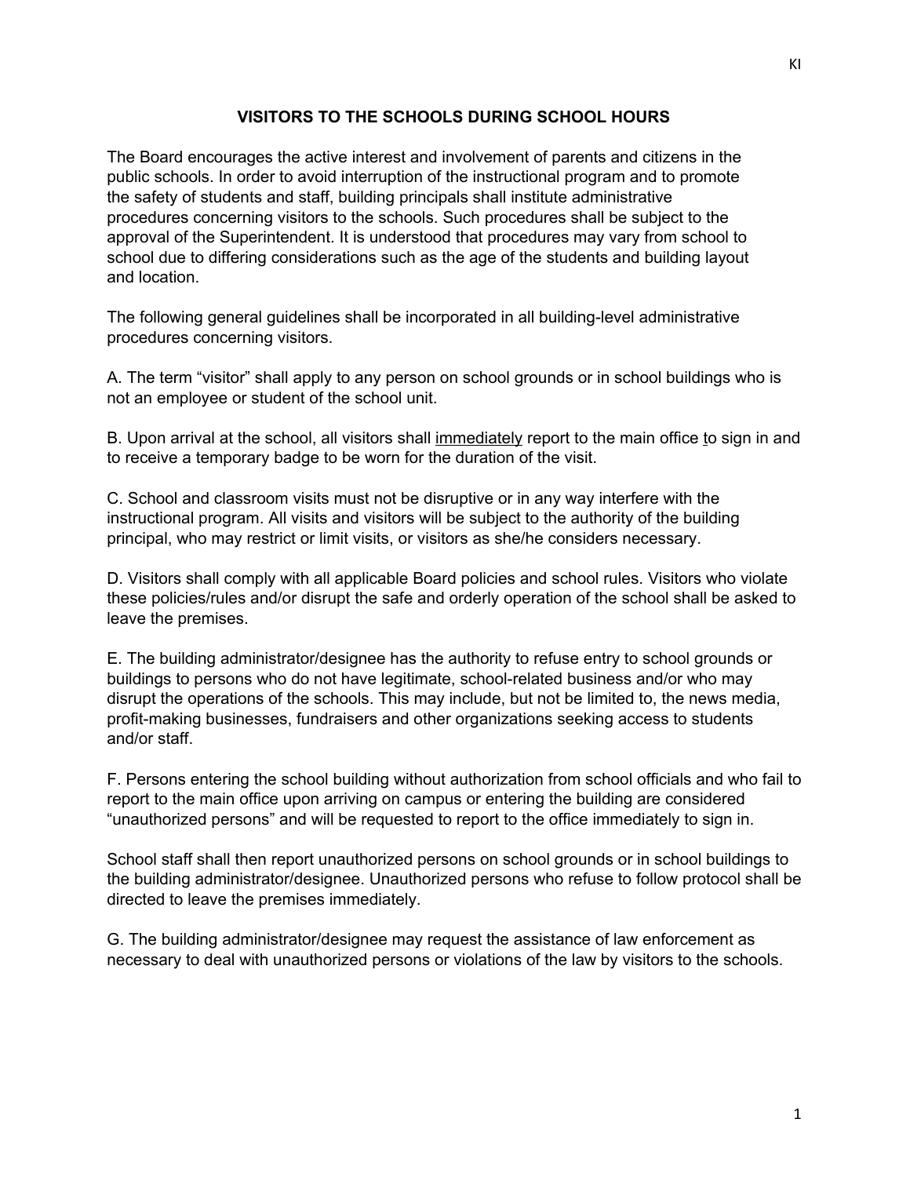## VISITORS TO THE SCHOOLS DURING SCHOOL HOURS

The Board encourages the active interest and involvement of parents and citizens in the public schools. In order to avoid interruption of the instructional program and to promote the safety of students and staff, building principals shall institute administrative procedures concerning visitors to the schools. Such procedures shall be subject to the approval of the Superintendent. It is understood that procedures may vary from school to school due to differing considerations such as the age of the students and building layout and location.

The following general guidelines shall be incorporated in all building-level administrative procedures concerning visitors.

A. The term "visitor" shall apply to any person on school grounds or in school buildings who is not an employee or student of the school unit.

B. Upon arrival at the school, all visitors shall <u>immediately</u> report to the main office to sign in and to receive a temporary badge to be worn for the duration of the visit.

C. School and classroom visits must not be disruptive or in any way interfere with the instructional program. All visits and visitors will be subject to the authority of the building principal, who may restrict or limit visits, or visitors as she/he considers necessary.

D. Visitors shall comply with all applicable Board policies and school rules. Visitors who violate these policies/rules and/or disrupt the safe and orderly operation of the school shall be asked to leave the premises.

E. The building administrator/designee has the authority to refuse entry to school grounds or buildings to persons who do not have legitimate, school-related business and/or who may disrupt the operations of the schools. This may include, but not be limited to, the news media, profit-making businesses, fundraisers and other organizations seeking access to students and/or staff.

F. Persons entering the school building without authorization from school officials and who fail to report to the main office upon arriving on campus or entering the building are considered "unauthorized persons" and will be requested to report to the office immediately to sign in.

School staff shall then report unauthorized persons on school grounds or in school buildings to the building administrator/designee. Unauthorized persons who refuse to follow protocol shall be directed to leave the premises immediately.

G. The building administrator/designee may request the assistance of law enforcement as necessary to deal with unauthorized persons or violations of the law by visitors to the schools.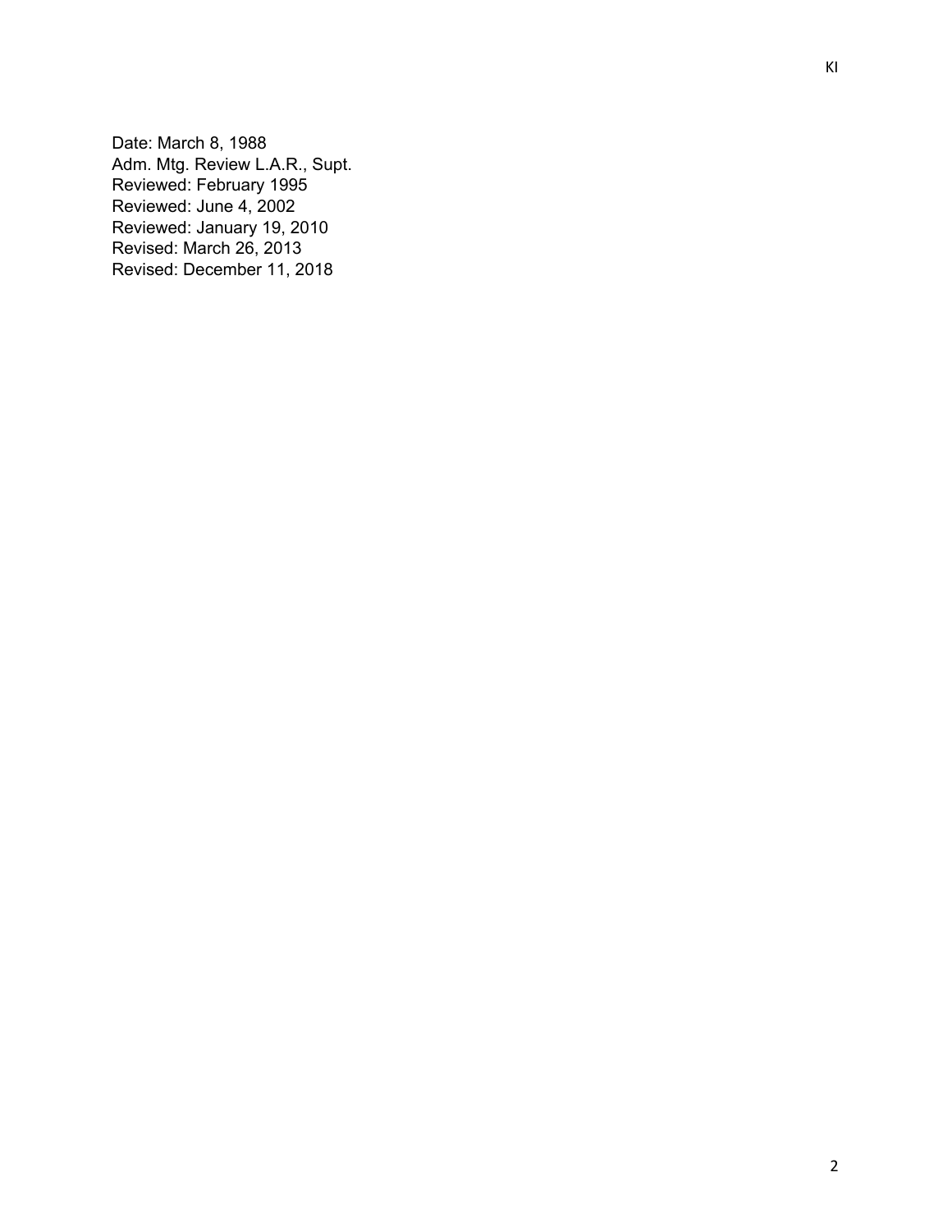Date: March 8, 1988
Adm. Mtg. Review L.A.R., Supt.
Reviewed: February 1995
Reviewed: June 4, 2002
Reviewed: January 19, 2010
Revised: March 26, 2013
Revised: December 11, 2018